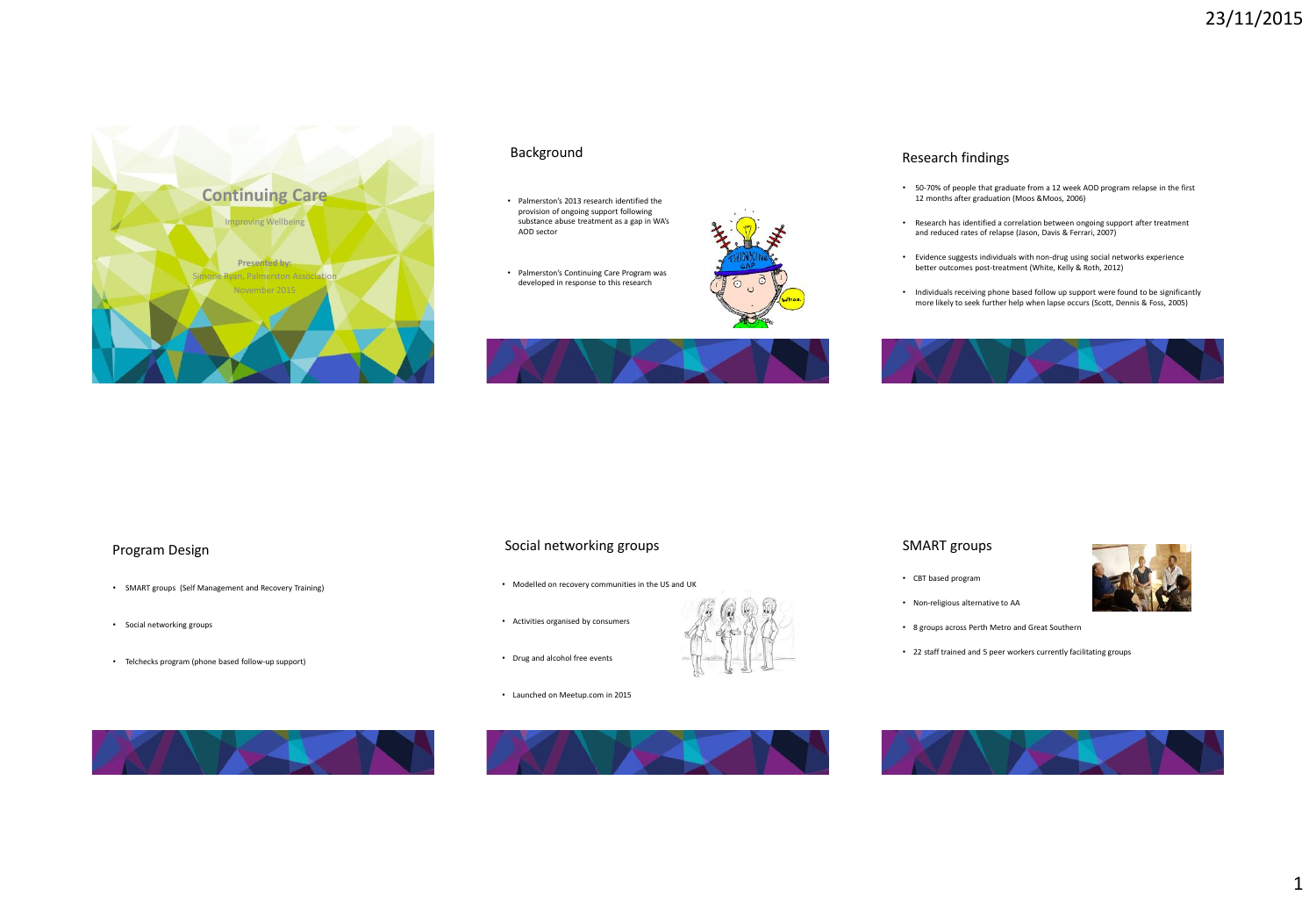# Continuing Care

Improving Wellbeing

**Presented by:**
Simone Ryan, Palmerston Association
November 2015

## Background

- Palmerston's 2013 research identified the provision of ongoing support following substance abuse treatment as a gap in WA's AOD sector
- Palmerston's Continuing Care Program was developed in response to this research

## Research findings

- 50-70% of people that graduate from a 12 week AOD program relapse in the first 12 months after graduation (Moos &Moos, 2006)
- Research has identified a correlation between ongoing support after treatment and reduced rates of relapse (Jason, Davis & Ferrari, 2007)
- Evidence suggests individuals with non-drug using social networks experience better outcomes post-treatment (White, Kelly & Roth, 2012)
- Individuals receiving phone based follow up support were found to be significantly more likely to seek further help when lapse occurs (Scott, Dennis & Foss, 2005)

## Program Design

- SMART groups (Self Management and Recovery Training)
- Social networking groups
- Telchecks program (phone based follow-up support)

## Social networking groups

- Modelled on recovery communities in the US and UK
- Activities organised by consumers
- Drug and alcohol free events
- Launched on Meetup.com in 2015

## SMART groups

- CBT based program
- Non-religious alternative to AA
- 8 groups across Perth Metro and Great Southern
- 22 staff trained and 5 peer workers currently facilitating groups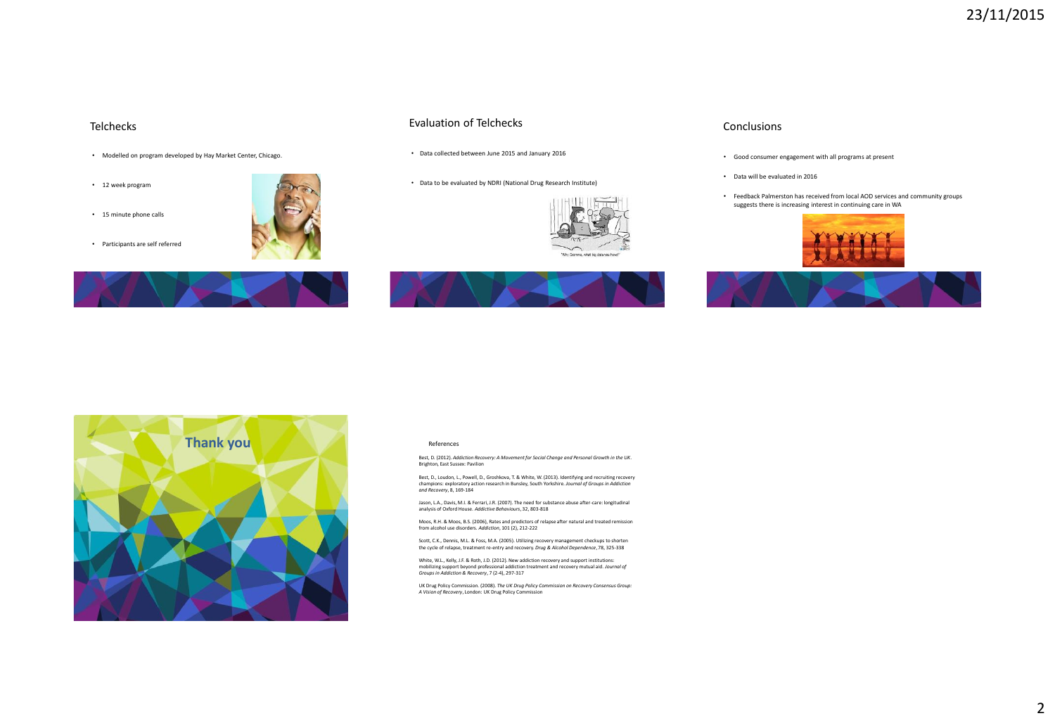## Telchecks

- Modelled on program developed by Hay Market Center, Chicago.
- 12 week program
- 15 minute phone calls
- Participants are self referred

## Evaluation of Telchecks

- Data collected between June 2015 and January 2016
- Data to be evaluated by NDRI (National Drug Research Institute)

"Why, Gramma, what big data you have!"

## Conclusions

- Good consumer engagement with all programs at present
- Data will be evaluated in 2016
- Feedback Palmerston has received from local AOD services and community groups suggests there is increasing interest in continuing care in WA

## Thank you

## References

Best, D. (2012). *Addiction Recovery: A Movement for Social Change and Personal Growth in the UK*. Brighton, East Sussex: Pavilion

Best, D., Loudon, L., Powell, D., Groshkova, T. & White, W. (2013). Identifying and recruiting recovery champions: exploratory action research in Bunsley, South Yorkshire. *Journal of Groups in Addiction and Recovery*, 8, 169-184

Jason, L.A., Davis, M.I. & Ferrari, J.R. (2007). The need for substance abuse after-care: longitudinal analysis of Oxford House. *Addictive Behaviours*, 32, 803-818

Moos, R.H. & Moos, B.S. (2006), Rates and predictors of relapse after natural and treated remission from alcohol use disorders. *Addiction*, 101 (2), 212-222

Scott, C.K., Dennis, M.L. & Foss, M.A. (2005). Utilizing recovery management checkups to shorten the cycle of relapse, treatment re-entry and recovery. *Drug & Alcohol Dependence*, 78, 325-338

White, W.L., Kelly, J.F. & Roth, J.D. (2012). New addiction recovery and support institutions: mobilizing support beyond professional addiction treatment and recovery mutual aid. *Journal of Groups in Addiction & Recovery*, 7 (2-4), 297-317

UK Drug Policy Commission. (2008). *The UK Drug Policy Commission on Recovery Consensus Group: A Vision of Recovery*, London: UK Drug Policy Commission